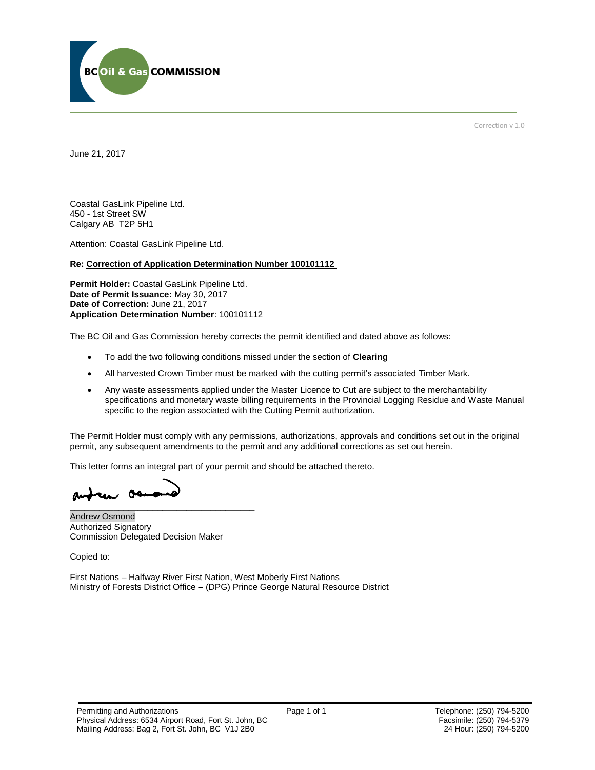BC Oil & Gas COMMISSION

Correction v 1.0

June 21, 2017

Coastal GasLink Pipeline Ltd.
450 - 1st Street SW
Calgary AB  T2P 5H1

Attention: Coastal GasLink Pipeline Ltd.

**Re: Correction of Application Determination Number 100101112**

**Permit Holder:** Coastal GasLink Pipeline Ltd.
**Date of Permit Issuance:** May 30, 2017
**Date of Correction:** June 21, 2017
**Application Determination Number**: 100101112

The BC Oil and Gas Commission hereby corrects the permit identified and dated above as follows:

- To add the two following conditions missed under the section of **Clearing**
- All harvested Crown Timber must be marked with the cutting permit's associated Timber Mark.
- Any waste assessments applied under the Master Licence to Cut are subject to the merchantability specifications and monetary waste billing requirements in the Provincial Logging Residue and Waste Manual specific to the region associated with the Cutting Permit authorization.

The Permit Holder must comply with any permissions, authorizations, approvals and conditions set out in the original permit, any subsequent amendments to the permit and any additional corrections as set out herein.

This letter forms an integral part of your permit and should be attached thereto.

Andrew Osmond
Authorized Signatory
Commission Delegated Decision Maker

Copied to:

First Nations – Halfway River First Nation, West Moberly First Nations
Ministry of Forests District Office – (DPG) Prince George Natural Resource District

Permitting and Authorizations
Physical Address: 6534 Airport Road, Fort St. John, BC
Mailing Address: Bag 2, Fort St. John, BC  V1J 2B0

Telephone: (250) 794-5200
Facsimile: (250) 794-5379
24 Hour: (250) 794-5200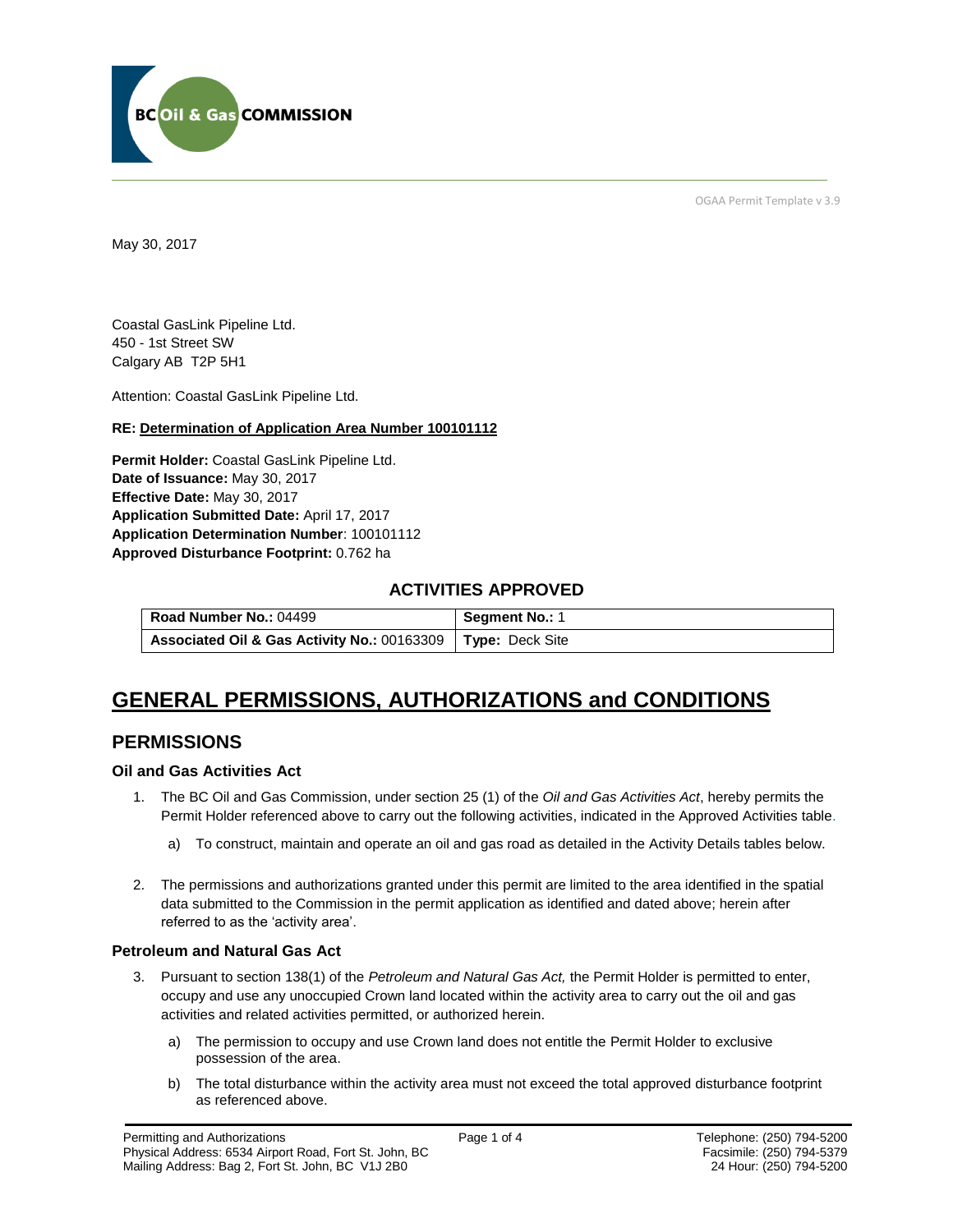May 30, 2017

Coastal GasLink Pipeline Ltd.
450 - 1st Street SW
Calgary AB  T2P 5H1

Attention: Coastal GasLink Pipeline Ltd.

**RE: Determination of Application Area Number 100101112**

**Permit Holder:** Coastal GasLink Pipeline Ltd.
**Date of Issuance:** May 30, 2017
**Effective Date:** May 30, 2017
**Application Submitted Date:** April 17, 2017
**Application Determination Number**: 100101112
**Approved Disturbance Footprint:** 0.762 ha

### ACTIVITIES APPROVED

| **Road Number No.:** 04499 | **Segment No.:** 1 |
|---|---|
| **Associated Oil & Gas Activity No.:** 00163309 | **Type:** Deck Site |

# GENERAL PERMISSIONS, AUTHORIZATIONS and CONDITIONS

## PERMISSIONS

### Oil and Gas Activities Act

1. The BC Oil and Gas Commission, under section 25 (1) of the *Oil and Gas Activities Act*, hereby permits the Permit Holder referenced above to carry out the following activities, indicated in the Approved Activities table.
   a) To construct, maintain and operate an oil and gas road as detailed in the Activity Details tables below.

2. The permissions and authorizations granted under this permit are limited to the area identified in the spatial data submitted to the Commission in the permit application as identified and dated above; herein after referred to as the 'activity area'.

### Petroleum and Natural Gas Act

3. Pursuant to section 138(1) of the *Petroleum and Natural Gas Act,* the Permit Holder is permitted to enter, occupy and use any unoccupied Crown land located within the activity area to carry out the oil and gas activities and related activities permitted, or authorized herein.
   a) The permission to occupy and use Crown land does not entitle the Permit Holder to exclusive possession of the area.
   b) The total disturbance within the activity area must not exceed the total approved disturbance footprint as referenced above.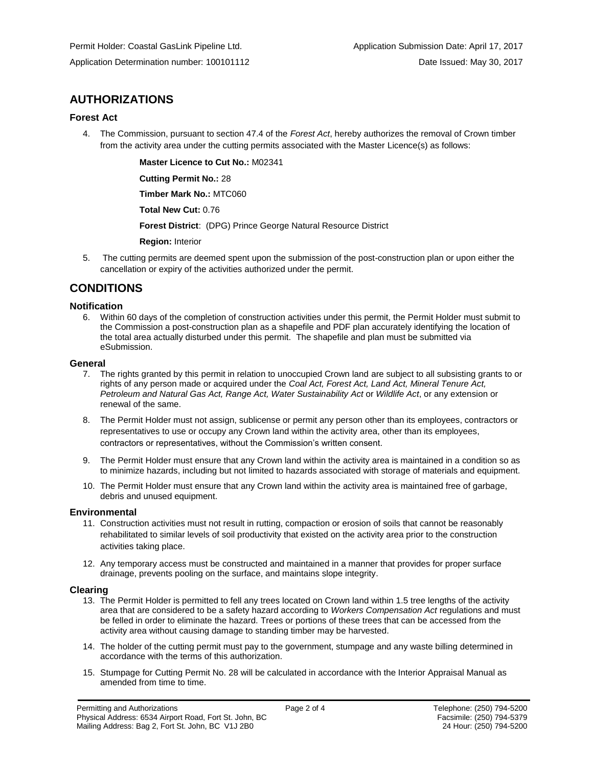Permit Holder: Coastal GasLink Pipeline Ltd.  Application Submission Date: April 17, 2017

Application Determination number: 100101112  Date Issued: May 30, 2017

## AUTHORIZATIONS

### Forest Act

4. The Commission, pursuant to section 47.4 of the *Forest Act*, hereby authorizes the removal of Crown timber from the activity area under the cutting permits associated with the Master Licence(s) as follows:

   **Master Licence to Cut No.:** M02341

   **Cutting Permit No.:** 28

   **Timber Mark No.:** MTC060

   **Total New Cut:** 0.76

   **Forest District**: (DPG) Prince George Natural Resource District

   **Region:** Interior

5. The cutting permits are deemed spent upon the submission of the post-construction plan or upon either the cancellation or expiry of the activities authorized under the permit.

## CONDITIONS

### Notification

6. Within 60 days of the completion of construction activities under this permit, the Permit Holder must submit to the Commission a post-construction plan as a shapefile and PDF plan accurately identifying the location of the total area actually disturbed under this permit. The shapefile and plan must be submitted via eSubmission.

### General

7. The rights granted by this permit in relation to unoccupied Crown land are subject to all subsisting grants to or rights of any person made or acquired under the *Coal Act, Forest Act, Land Act, Mineral Tenure Act, Petroleum and Natural Gas Act, Range Act, Water Sustainability Act* or *Wildlife Act*, or any extension or renewal of the same.
8. The Permit Holder must not assign, sublicense or permit any person other than its employees, contractors or representatives to use or occupy any Crown land within the activity area, other than its employees, contractors or representatives, without the Commission's written consent.
9. The Permit Holder must ensure that any Crown land within the activity area is maintained in a condition so as to minimize hazards, including but not limited to hazards associated with storage of materials and equipment.
10. The Permit Holder must ensure that any Crown land within the activity area is maintained free of garbage, debris and unused equipment.

### Environmental

11. Construction activities must not result in rutting, compaction or erosion of soils that cannot be reasonably rehabilitated to similar levels of soil productivity that existed on the activity area prior to the construction activities taking place.
12. Any temporary access must be constructed and maintained in a manner that provides for proper surface drainage, prevents pooling on the surface, and maintains slope integrity.

### Clearing

13. The Permit Holder is permitted to fell any trees located on Crown land within 1.5 tree lengths of the activity area that are considered to be a safety hazard according to *Workers Compensation Act* regulations and must be felled in order to eliminate the hazard. Trees or portions of these trees that can be accessed from the activity area without causing damage to standing timber may be harvested.
14. The holder of the cutting permit must pay to the government, stumpage and any waste billing determined in accordance with the terms of this authorization.
15. Stumpage for Cutting Permit No. 28 will be calculated in accordance with the Interior Appraisal Manual as amended from time to time.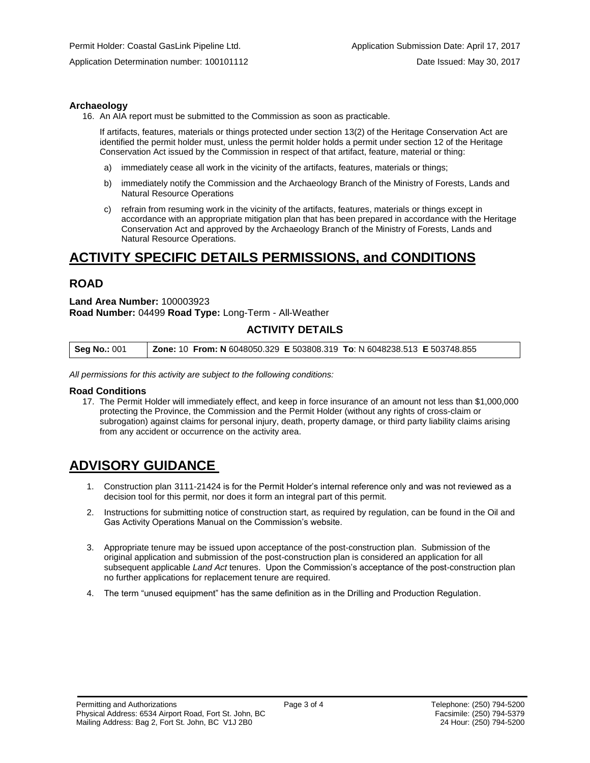### Archaeology

16. An AIA report must be submitted to the Commission as soon as practicable.

    If artifacts, features, materials or things protected under section 13(2) of the Heritage Conservation Act are identified the permit holder must, unless the permit holder holds a permit under section 12 of the Heritage Conservation Act issued by the Commission in respect of that artifact, feature, material or thing:

    a) immediately cease all work in the vicinity of the artifacts, features, materials or things;

    b) immediately notify the Commission and the Archaeology Branch of the Ministry of Forests, Lands and Natural Resource Operations

    c) refrain from resuming work in the vicinity of the artifacts, features, materials or things except in accordance with an appropriate mitigation plan that has been prepared in accordance with the Heritage Conservation Act and approved by the Archaeology Branch of the Ministry of Forests, Lands and Natural Resource Operations.

# ACTIVITY SPECIFIC DETAILS PERMISSIONS, and CONDITIONS

## ROAD

**Land Area Number:** 100003923
**Road Number:** 04499 **Road Type:** Long-Term - All-Weather

### ACTIVITY DETAILS

| **Seg No.:** 001 | **Zone:** 10 **From: N** 6048050.329 **E** 503808.319 **To**: N 6048238.513 **E** 503748.855 |
|---|---|

*All permissions for this activity are subject to the following conditions:*

### Road Conditions

17. The Permit Holder will immediately effect, and keep in force insurance of an amount not less than $1,000,000 protecting the Province, the Commission and the Permit Holder (without any rights of cross-claim or subrogation) against claims for personal injury, death, property damage, or third party liability claims arising from any accident or occurrence on the activity area.

# ADVISORY GUIDANCE

1. Construction plan 3111-21424 is for the Permit Holder's internal reference only and was not reviewed as a decision tool for this permit, nor does it form an integral part of this permit.
2. Instructions for submitting notice of construction start, as required by regulation, can be found in the Oil and Gas Activity Operations Manual on the Commission's website.
3. Appropriate tenure may be issued upon acceptance of the post-construction plan. Submission of the original application and submission of the post-construction plan is considered an application for all subsequent applicable *Land Act* tenures. Upon the Commission's acceptance of the post-construction plan no further applications for replacement tenure are required.
4. The term "unused equipment" has the same definition as in the Drilling and Production Regulation.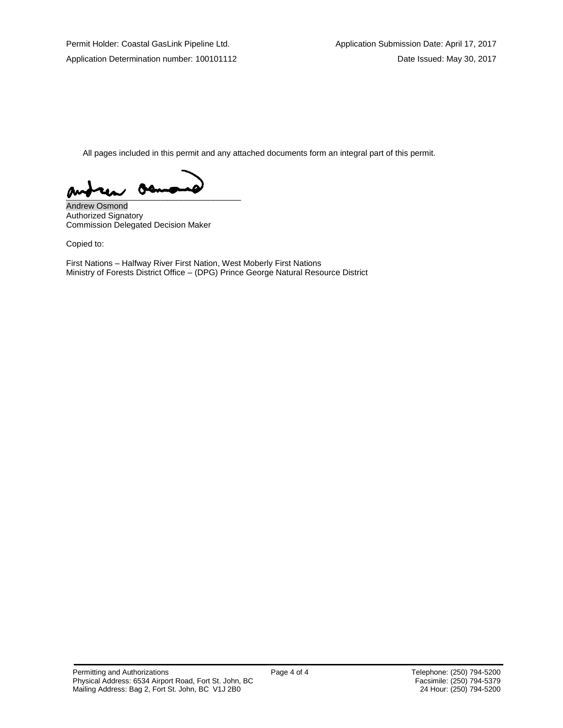Permit Holder: Coastal GasLink Pipeline Ltd.

Application Submission Date: April 17, 2017

Application Determination number: 100101112

Date Issued: May 30, 2017

All pages included in this permit and any attached documents form an integral part of this permit.

Andrew Osmond
Authorized Signatory
Commission Delegated Decision Maker

Copied to:

First Nations – Halfway River First Nation, West Moberly First Nations
Ministry of Forests District Office – (DPG) Prince George Natural Resource District